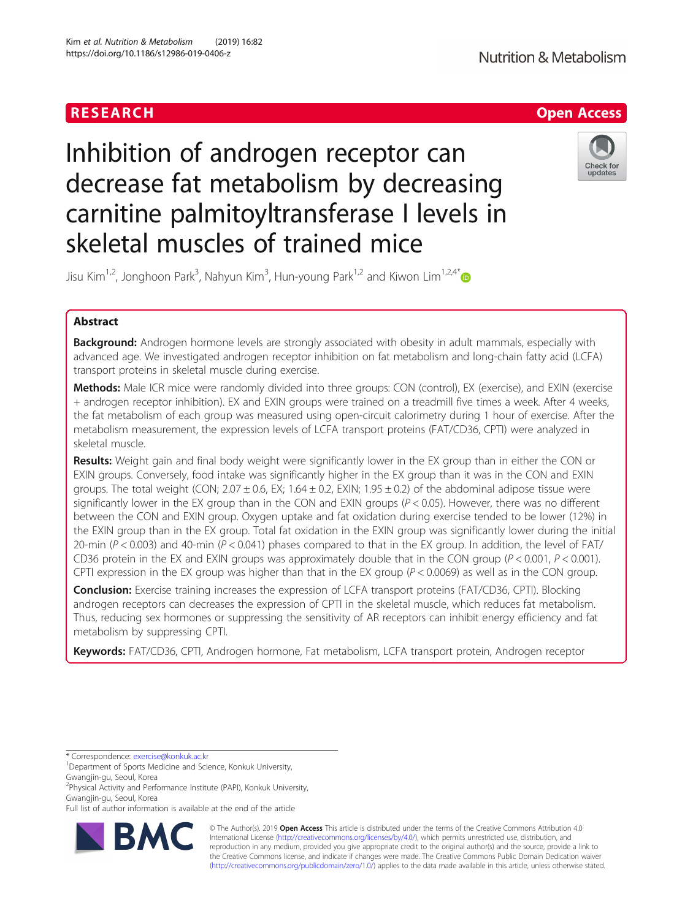RESEARCH

Open Access

# Inhibition of androgen receptor can decrease fat metabolism by decreasing carnitine palmitoyltransferase I levels in skeletal muscles of trained mice

Jisu Kim[1,2], Jonghoon Park[3], Nahyun Kim[3], Hun-young Park[1,2] and Kiwon Lim[1,2,4*]

## Abstract

**Background:** Androgen hormone levels are strongly associated with obesity in adult mammals, especially with advanced age. We investigated androgen receptor inhibition on fat metabolism and long-chain fatty acid (LCFA) transport proteins in skeletal muscle during exercise.

**Methods:** Male ICR mice were randomly divided into three groups: CON (control), EX (exercise), and EXIN (exercise + androgen receptor inhibition). EX and EXIN groups were trained on a treadmill five times a week. After 4 weeks, the fat metabolism of each group was measured using open-circuit calorimetry during 1 hour of exercise. After the metabolism measurement, the expression levels of LCFA transport proteins (FAT/CD36, CPTI) were analyzed in skeletal muscle.

**Results:** Weight gain and final body weight were significantly lower in the EX group than in either the CON or EXIN groups. Conversely, food intake was significantly higher in the EX group than it was in the CON and EXIN groups. The total weight (CON; 2.07 ± 0.6, EX; 1.64 ± 0.2, EXIN; 1.95 ± 0.2) of the abdominal adipose tissue were significantly lower in the EX group than in the CON and EXIN groups ($P < 0.05$). However, there was no different between the CON and EXIN group. Oxygen uptake and fat oxidation during exercise tended to be lower (12%) in the EXIN group than in the EX group. Total fat oxidation in the EXIN group was significantly lower during the initial 20-min ($P < 0.003$) and 40-min ($P < 0.041$) phases compared to that in the EX group. In addition, the level of FAT/CD36 protein in the EX and EXIN groups was approximately double that in the CON group ($P < 0.001$, $P < 0.001$). CPTI expression in the EX group was higher than that in the EX group ($P < 0.0069$) as well as in the CON group.

**Conclusion:** Exercise training increases the expression of LCFA transport proteins (FAT/CD36, CPTI). Blocking androgen receptors can decreases the expression of CPTI in the skeletal muscle, which reduces fat metabolism. Thus, reducing sex hormones or suppressing the sensitivity of AR receptors can inhibit energy efficiency and fat metabolism by suppressing CPTI.

**Keywords:** FAT/CD36, CPTI, Androgen hormone, Fat metabolism, LCFA transport protein, Androgen receptor

---

* Correspondence: exercise@konkuk.ac.kr
[1]Department of Sports Medicine and Science, Konkuk University, Gwangjin-gu, Seoul, Korea
[2]Physical Activity and Performance Institute (PAPI), Konkuk University, Gwangjin-gu, Seoul, Korea
Full list of author information is available at the end of the article

© The Author(s). 2019 **Open Access** This article is distributed under the terms of the Creative Commons Attribution 4.0 International License (http://creativecommons.org/licenses/by/4.0/), which permits unrestricted use, distribution, and reproduction in any medium, provided you give appropriate credit to the original author(s) and the source, provide a link to the Creative Commons license, and indicate if changes were made. The Creative Commons Public Domain Dedication waiver (http://creativecommons.org/publicdomain/zero/1.0/) applies to the data made available in this article, unless otherwise stated.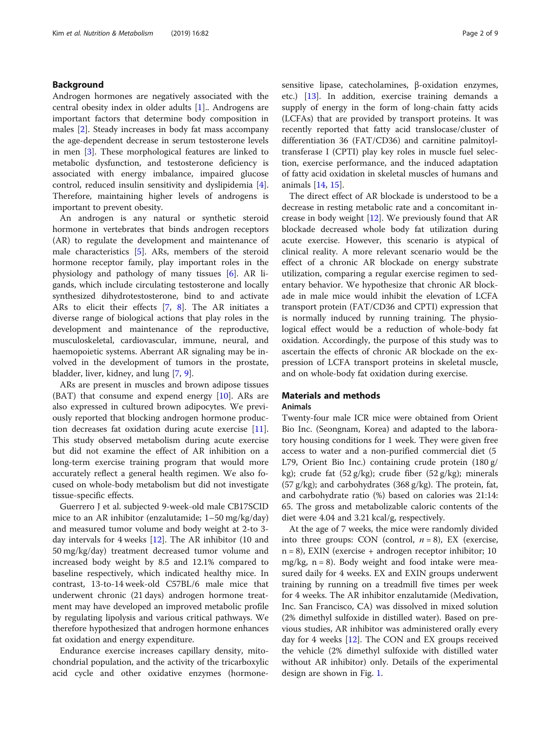## Background

Androgen hormones are negatively associated with the central obesity index in older adults [1].. Androgens are important factors that determine body composition in males [2]. Steady increases in body fat mass accompany the age-dependent decrease in serum testosterone levels in men [3]. These morphological features are linked to metabolic dysfunction, and testosterone deficiency is associated with energy imbalance, impaired glucose control, reduced insulin sensitivity and dyslipidemia [4]. Therefore, maintaining higher levels of androgens is important to prevent obesity.

An androgen is any natural or synthetic steroid hormone in vertebrates that binds androgen receptors (AR) to regulate the development and maintenance of male characteristics [5]. ARs, members of the steroid hormone receptor family, play important roles in the physiology and pathology of many tissues [6]. AR ligands, which include circulating testosterone and locally synthesized dihydrotestosterone, bind to and activate ARs to elicit their effects [7, 8]. The AR initiates a diverse range of biological actions that play roles in the development and maintenance of the reproductive, musculoskeletal, cardiovascular, immune, neural, and haemopoietic systems. Aberrant AR signaling may be involved in the development of tumors in the prostate, bladder, liver, kidney, and lung [7, 9].

ARs are present in muscles and brown adipose tissues (BAT) that consume and expend energy [10]. ARs are also expressed in cultured brown adipocytes. We previously reported that blocking androgen hormone production decreases fat oxidation during acute exercise [11]. This study observed metabolism during acute exercise but did not examine the effect of AR inhibition on a long-term exercise training program that would more accurately reflect a general health regimen. We also focused on whole-body metabolism but did not investigate tissue-specific effects.

Guerrero J et al. subjected 9-week-old male CB17SCID mice to an AR inhibitor (enzalutamide; 1–50 mg/kg/day) and measured tumor volume and body weight at 2-to 3-day intervals for 4 weeks [12]. The AR inhibitor (10 and 50 mg/kg/day) treatment decreased tumor volume and increased body weight by 8.5 and 12.1% compared to baseline respectively, which indicated healthy mice. In contrast, 13-to-14 week-old C57BL/6 male mice that underwent chronic (21 days) androgen hormone treatment may have developed an improved metabolic profile by regulating lipolysis and various critical pathways. We therefore hypothesized that androgen hormone enhances fat oxidation and energy expenditure.

Endurance exercise increases capillary density, mitochondrial population, and the activity of the tricarboxylic acid cycle and other oxidative enzymes (hormone-sensitive lipase, catecholamines, β-oxidation enzymes, etc.) [13]. In addition, exercise training demands a supply of energy in the form of long-chain fatty acids (LCFAs) that are provided by transport proteins. It was recently reported that fatty acid translocase/cluster of differentiation 36 (FAT/CD36) and carnitine palmitoyltransferase I (CPTI) play key roles in muscle fuel selection, exercise performance, and the induced adaptation of fatty acid oxidation in skeletal muscles of humans and animals [14, 15].

The direct effect of AR blockade is understood to be a decrease in resting metabolic rate and a concomitant increase in body weight [12]. We previously found that AR blockade decreased whole body fat utilization during acute exercise. However, this scenario is atypical of clinical reality. A more relevant scenario would be the effect of a chronic AR blockade on energy substrate utilization, comparing a regular exercise regimen to sedentary behavior. We hypothesize that chronic AR blockade in male mice would inhibit the elevation of LCFA transport protein (FAT/CD36 and CPTI) expression that is normally induced by running training. The physiological effect would be a reduction of whole-body fat oxidation. Accordingly, the purpose of this study was to ascertain the effects of chronic AR blockade on the expression of LCFA transport proteins in skeletal muscle, and on whole-body fat oxidation during exercise.

## Materials and methods

### Animals

Twenty-four male ICR mice were obtained from Orient Bio Inc. (Seongnam, Korea) and adapted to the laboratory housing conditions for 1 week. They were given free access to water and a non-purified commercial diet (5 L79, Orient Bio Inc.) containing crude protein (180 g/kg); crude fat (52 g/kg); crude fiber (52 g/kg); minerals (57 g/kg); and carbohydrates (368 g/kg). The protein, fat, and carbohydrate ratio (%) based on calories was 21:14:65. The gross and metabolizable caloric contents of the diet were 4.04 and 3.21 kcal/g, respectively.

At the age of 7 weeks, the mice were randomly divided into three groups: CON (control, $n = 8$), EX (exercise, $n = 8$), EXIN (exercise + androgen receptor inhibitor; 10 mg/kg, $n = 8$). Body weight and food intake were measured daily for 4 weeks. EX and EXIN groups underwent training by running on a treadmill five times per week for 4 weeks. The AR inhibitor enzalutamide (Medivation, Inc. San Francisco, CA) was dissolved in mixed solution (2% dimethyl sulfoxide in distilled water). Based on previous studies, AR inhibitor was administered orally every day for 4 weeks [12]. The CON and EX groups received the vehicle (2% dimethyl sulfoxide with distilled water without AR inhibitor) only. Details of the experimental design are shown in Fig. 1.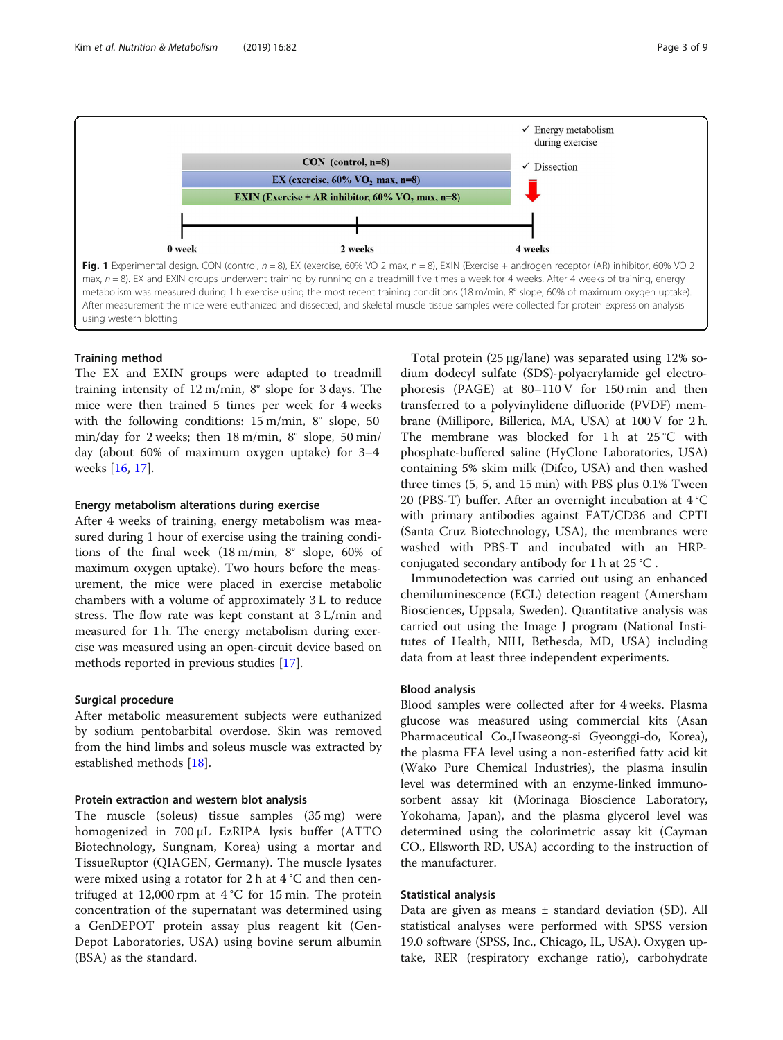Fig. 1 Experimental design. CON (control, $n = 8$), EX (exercise, 60% VO 2 max, n = 8), EXIN (Exercise + androgen receptor (AR) inhibitor, 60% VO 2 max, $n = 8$). EX and EXIN groups underwent training by running on a treadmill five times a week for 4 weeks. After 4 weeks of training, energy metabolism was measured during 1 h exercise using the most recent training conditions (18 m/min, 8° slope, 60% of maximum oxygen uptake). After measurement the mice were euthanized and dissected, and skeletal muscle tissue samples were collected for protein expression analysis using western blotting

### Training method

The EX and EXIN groups were adapted to treadmill training intensity of 12 m/min, 8° slope for 3 days. The mice were then trained 5 times per week for 4 weeks with the following conditions: 15 m/min, 8° slope, 50 min/day for 2 weeks; then 18 m/min, 8° slope, 50 min/day (about 60% of maximum oxygen uptake) for 3–4 weeks [16, 17].

### Energy metabolism alterations during exercise

After 4 weeks of training, energy metabolism was measured during 1 hour of exercise using the training conditions of the final week (18 m/min, 8° slope, 60% of maximum oxygen uptake). Two hours before the measurement, the mice were placed in exercise metabolic chambers with a volume of approximately 3 L to reduce stress. The flow rate was kept constant at 3 L/min and measured for 1 h. The energy metabolism during exercise was measured using an open-circuit device based on methods reported in previous studies [17].

### Surgical procedure

After metabolic measurement subjects were euthanized by sodium pentobarbital overdose. Skin was removed from the hind limbs and soleus muscle was extracted by established methods [18].

### Protein extraction and western blot analysis

The muscle (soleus) tissue samples (35 mg) were homogenized in 700 μL EzRIPA lysis buffer (ATTO Biotechnology, Sungnam, Korea) using a mortar and TissueRuptor (QIAGEN, Germany). The muscle lysates were mixed using a rotator for 2 h at 4 °C and then centrifuged at 12,000 rpm at 4 °C for 15 min. The protein concentration of the supernatant was determined using a GenDEPOT protein assay plus reagent kit (GenDepot Laboratories, USA) using bovine serum albumin (BSA) as the standard.

Total protein (25 μg/lane) was separated using 12% sodium dodecyl sulfate (SDS)-polyacrylamide gel electrophoresis (PAGE) at 80–110 V for 150 min and then transferred to a polyvinylidene difluoride (PVDF) membrane (Millipore, Billerica, MA, USA) at 100 V for 2 h. The membrane was blocked for 1 h at 25 °C with phosphate-buffered saline (HyClone Laboratories, USA) containing 5% skim milk (Difco, USA) and then washed three times (5, 5, and 15 min) with PBS plus 0.1% Tween 20 (PBS-T) buffer. After an overnight incubation at 4 °C with primary antibodies against FAT/CD36 and CPTI (Santa Cruz Biotechnology, USA), the membranes were washed with PBS-T and incubated with an HRP-conjugated secondary antibody for 1 h at 25 °C .

Immunodetection was carried out using an enhanced chemiluminescence (ECL) detection reagent (Amersham Biosciences, Uppsala, Sweden). Quantitative analysis was carried out using the Image J program (National Institutes of Health, NIH, Bethesda, MD, USA) including data from at least three independent experiments.

### Blood analysis

Blood samples were collected after for 4 weeks. Plasma glucose was measured using commercial kits (Asan Pharmaceutical Co.,Hwaseong-si Gyeonggi-do, Korea), the plasma FFA level using a non-esterified fatty acid kit (Wako Pure Chemical Industries), the plasma insulin level was determined with an enzyme-linked immunosorbent assay kit (Morinaga Bioscience Laboratory, Yokohama, Japan), and the plasma glycerol level was determined using the colorimetric assay kit (Cayman CO., Ellsworth RD, USA) according to the instruction of the manufacturer.

### Statistical analysis

Data are given as means ± standard deviation (SD). All statistical analyses were performed with SPSS version 19.0 software (SPSS, Inc., Chicago, IL, USA). Oxygen uptake, RER (respiratory exchange ratio), carbohydrate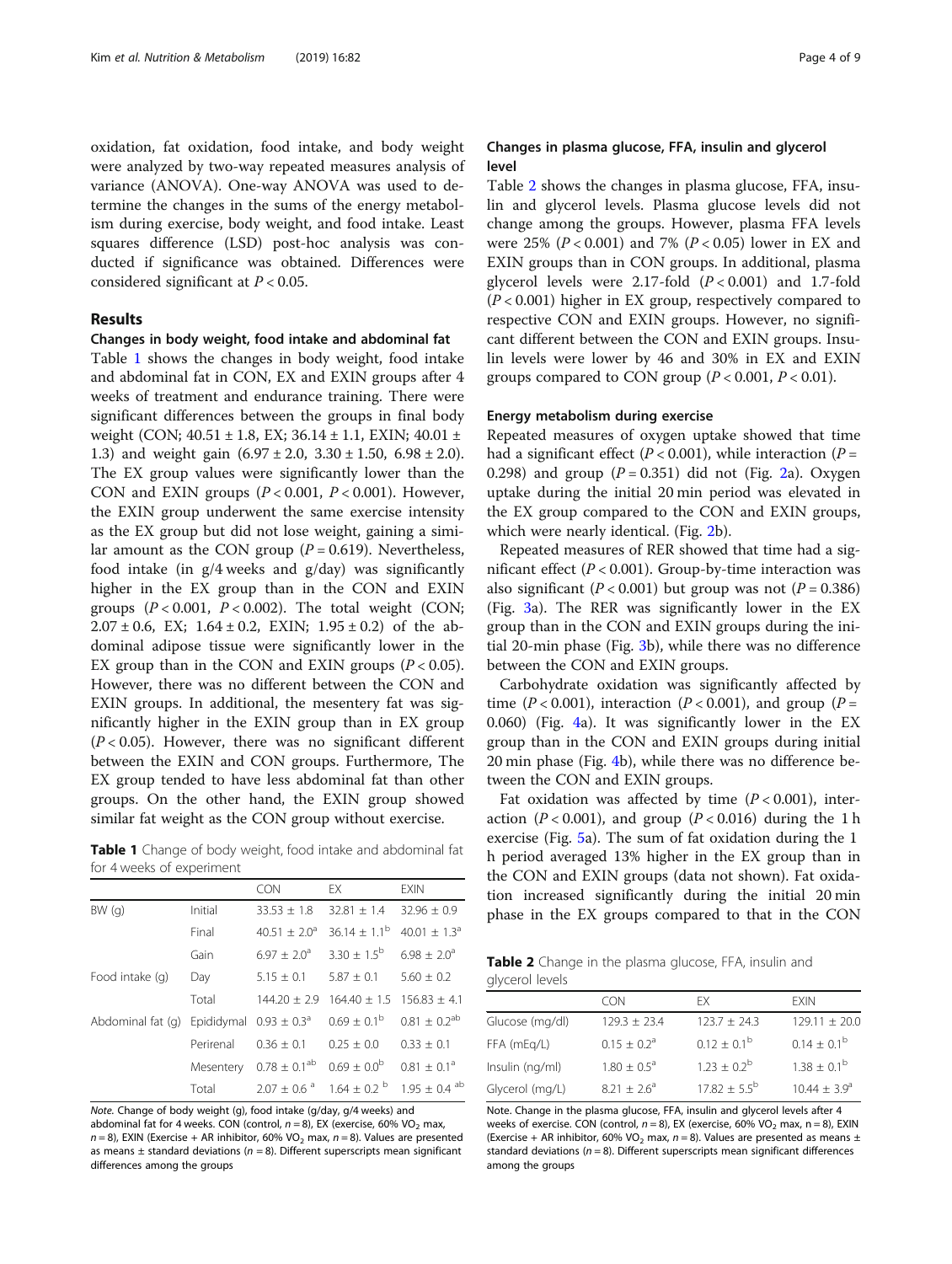oxidation, fat oxidation, food intake, and body weight were analyzed by two-way repeated measures analysis of variance (ANOVA). One-way ANOVA was used to determine the changes in the sums of the energy metabolism during exercise, body weight, and food intake. Least squares difference (LSD) post-hoc analysis was conducted if significance was obtained. Differences were considered significant at $P < 0.05$.

## Results

### Changes in body weight, food intake and abdominal fat

Table 1 shows the changes in body weight, food intake and abdominal fat in CON, EX and EXIN groups after 4 weeks of treatment and endurance training. There were significant differences between the groups in final body weight (CON; 40.51 ± 1.8, EX; 36.14 ± 1.1, EXIN; 40.01 ± 1.3) and weight gain (6.97 ± 2.0, 3.30 ± 1.50, 6.98 ± 2.0). The EX group values were significantly lower than the CON and EXIN groups ($P < 0.001$, $P < 0.001$). However, the EXIN group underwent the same exercise intensity as the EX group but did not lose weight, gaining a similar amount as the CON group ($P = 0.619$). Nevertheless, food intake (in g/4 weeks and g/day) was significantly higher in the EX group than in the CON and EXIN groups ($P < 0.001$, $P < 0.002$). The total weight (CON; 2.07 ± 0.6, EX; 1.64 ± 0.2, EXIN; 1.95 ± 0.2) of the abdominal adipose tissue were significantly lower in the EX group than in the CON and EXIN groups ($P < 0.05$). However, there was no different between the CON and EXIN groups. In additional, the mesentery fat was significantly higher in the EXIN group than in EX group ($P < 0.05$). However, there was no significant different between the EXIN and CON groups. Furthermore, The EX group tended to have less abdominal fat than other groups. On the other hand, the EXIN group showed similar fat weight as the CON group without exercise.

**Table 1** Change of body weight, food intake and abdominal fat for 4 weeks of experiment

| | | CON | EX | EXIN |
|---|---|---|---|---|
| BW (g) | Initial | 33.53 ± 1.8 | 32.81 ± 1.4 | 32.96 ± 0.9 |
| | Final | 40.51 ± 2.0$^{a}$ | 36.14 ± 1.1$^{b}$ | 40.01 ± 1.3$^{a}$ |
| | Gain | 6.97 ± 2.0$^{a}$ | 3.30 ± 1.5$^{b}$ | 6.98 ± 2.0$^{a}$ |
| Food intake (g) | Day | 5.15 ± 0.1 | 5.87 ± 0.1 | 5.60 ± 0.2 |
| | Total | 144.20 ± 2.9 | 164.40 ± 1.5 | 156.83 ± 4.1 |
| Abdominal fat (g) | Epididymal | 0.93 ± 0.3$^{a}$ | 0.69 ± 0.1$^{b}$ | 0.81 ± 0.2$^{ab}$ |
| | Perirenal | 0.36 ± 0.1 | 0.25 ± 0.0 | 0.33 ± 0.1 |
| | Mesentery | 0.78 ± 0.1$^{ab}$ | 0.69 ± 0.0$^{b}$ | 0.81 ± 0.1$^{a}$ |
| | Total | 2.07 ± 0.6 $^{a}$ | 1.64 ± 0.2 $^{b}$ | 1.95 ± 0.4 $^{ab}$ |

*Note.* Change of body weight (g), food intake (g/day, g/4 weeks) and abdominal fat for 4 weeks. CON (control, $n = 8$), EX (exercise, 60% $VO_2$ max, $n = 8$), EXIN (Exercise + AR inhibitor, 60% $VO_2$ max, $n = 8$). Values are presented as means ± standard deviations ($n = 8$). Different superscripts mean significant differences among the groups

### Changes in plasma glucose, FFA, insulin and glycerol level

Table 2 shows the changes in plasma glucose, FFA, insulin and glycerol levels. Plasma glucose levels did not change among the groups. However, plasma FFA levels were 25% ($P < 0.001$) and 7% ($P < 0.05$) lower in EX and EXIN groups than in CON groups. In additional, plasma glycerol levels were 2.17-fold ($P < 0.001$) and 1.7-fold ($P < 0.001$) higher in EX group, respectively compared to respective CON and EXIN groups. However, no significant different between the CON and EXIN groups. Insulin levels were lower by 46 and 30% in EX and EXIN groups compared to CON group ($P < 0.001$, $P < 0.01$).

### Energy metabolism during exercise

Repeated measures of oxygen uptake showed that time had a significant effect ($P < 0.001$), while interaction ($P = 0.298$) and group ($P = 0.351$) did not (Fig. 2a). Oxygen uptake during the initial 20 min period was elevated in the EX group compared to the CON and EXIN groups, which were nearly identical. (Fig. 2b).

Repeated measures of RER showed that time had a significant effect ($P < 0.001$). Group-by-time interaction was also significant ($P < 0.001$) but group was not ($P = 0.386$) (Fig. 3a). The RER was significantly lower in the EX group than in the CON and EXIN groups during the initial 20-min phase (Fig. 3b), while there was no difference between the CON and EXIN groups.

Carbohydrate oxidation was significantly affected by time ($P < 0.001$), interaction ($P < 0.001$), and group ($P = 0.060$) (Fig. 4a). It was significantly lower in the EX group than in the CON and EXIN groups during initial 20 min phase (Fig. 4b), while there was no difference between the CON and EXIN groups.

Fat oxidation was affected by time ($P < 0.001$), interaction ($P < 0.001$), and group ($P < 0.016$) during the 1 h exercise (Fig. 5a). The sum of fat oxidation during the 1 h period averaged 13% higher in the EX group than in the CON and EXIN groups (data not shown). Fat oxidation increased significantly during the initial 20 min phase in the EX groups compared to that in the CON

**Table 2** Change in the plasma glucose, FFA, insulin and glycerol levels

| | CON | EX | EXIN |
|---|---|---|---|
| Glucose (mg/dl) | 129.3 ± 23.4 | 123.7 ± 24.3 | 129.11 ± 20.0 |
| FFA (mEq/L) | 0.15 ± 0.2$^{a}$ | 0.12 ± 0.1$^{b}$ | 0.14 ± 0.1$^{b}$ |
| Insulin (ng/ml) | 1.80 ± 0.5$^{a}$ | 1.23 ± 0.2$^{b}$ | 1.38 ± 0.1$^{b}$ |
| Glycerol (mg/L) | 8.21 ± 2.6$^{a}$ | 17.82 ± 5.5$^{b}$ | 10.44 ± 3.9$^{a}$ |

Note. Change in the plasma glucose, FFA, insulin and glycerol levels after 4 weeks of exercise. CON (control, $n = 8$), EX (exercise, 60% $VO_2$ max, n = 8), EXIN (Exercise + AR inhibitor, 60% $VO_2$ max, $n = 8$). Values are presented as means ± standard deviations ($n = 8$). Different superscripts mean significant differences among the groups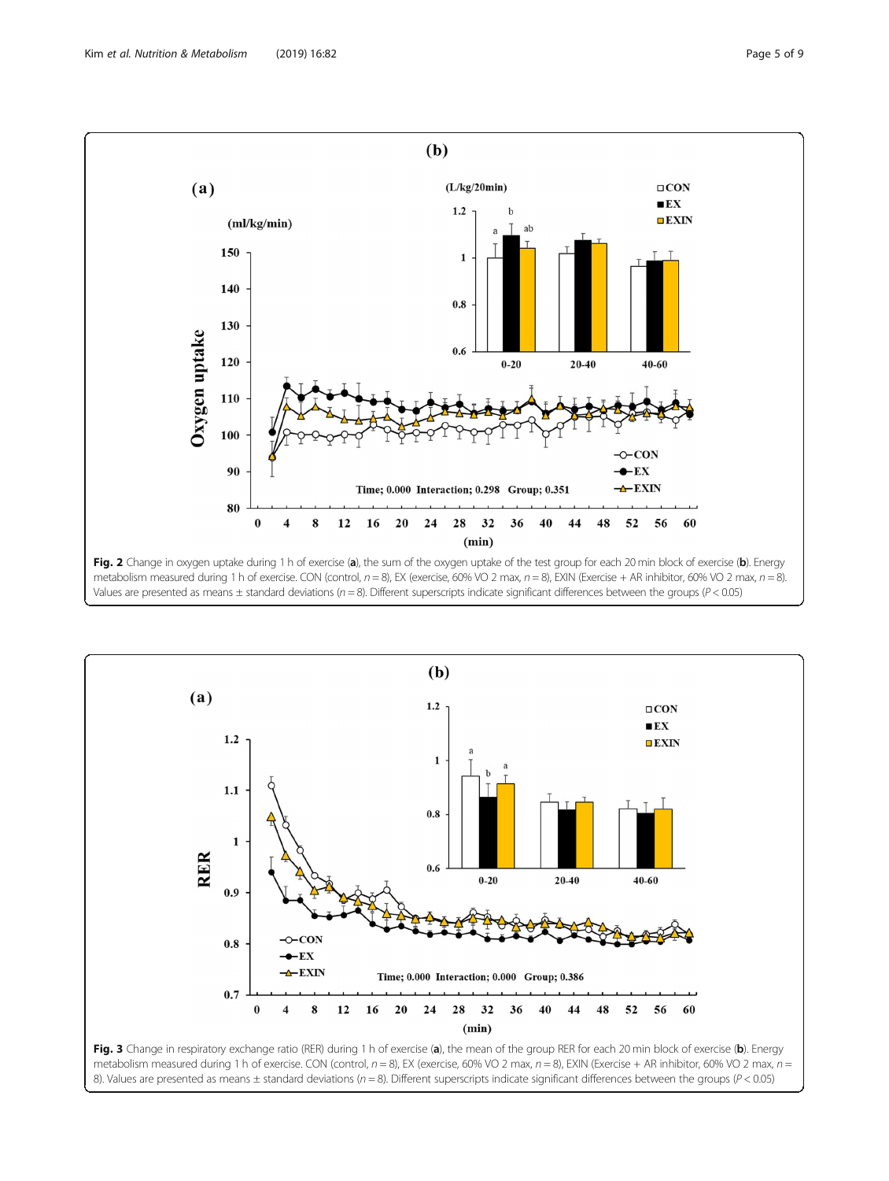**Fig. 2** Change in oxygen uptake during 1 h of exercise (**a**), the sum of the oxygen uptake of the test group for each 20 min block of exercise (**b**). Energy metabolism measured during 1 h of exercise. CON (control, $n = 8$), EX (exercise, 60% VO 2 max, $n = 8$), EXIN (Exercise + AR inhibitor, 60% VO 2 max, $n = 8$). Values are presented as means ± standard deviations ($n = 8$). Different superscripts indicate significant differences between the groups ($P < 0.05$)

**Fig. 3** Change in respiratory exchange ratio (RER) during 1 h of exercise (**a**), the mean of the group RER for each 20 min block of exercise (**b**). Energy metabolism measured during 1 h of exercise. CON (control, $n = 8$), EX (exercise, 60% VO 2 max, $n = 8$), EXIN (Exercise + AR inhibitor, 60% VO 2 max, $n = 8$). Values are presented as means ± standard deviations ($n = 8$). Different superscripts indicate significant differences between the groups ($P < 0.05$)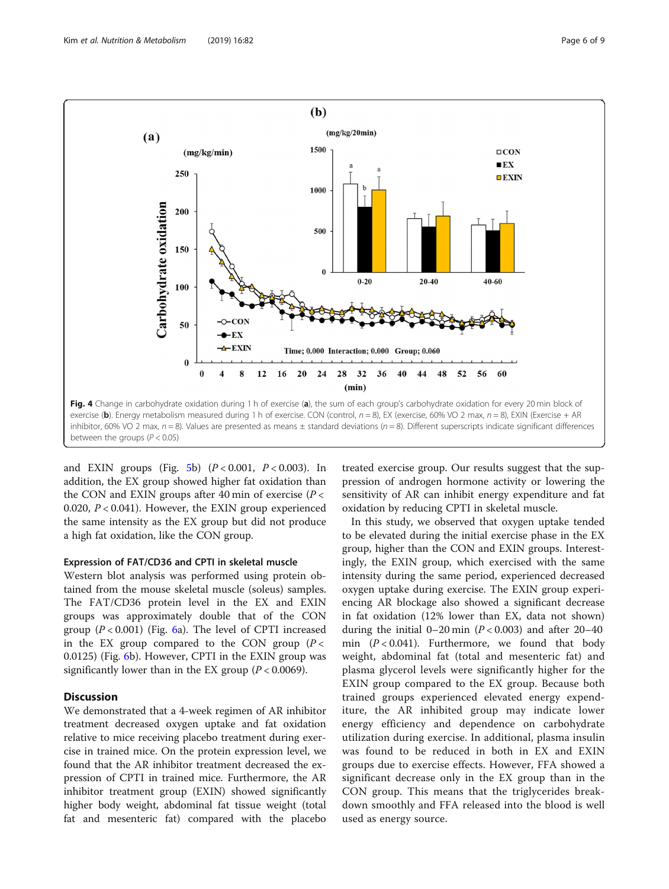**Fig. 4** Change in carbohydrate oxidation during 1 h of exercise (**a**), the sum of each group's carbohydrate oxidation for every 20 min block of exercise (**b**). Energy metabolism measured during 1 h of exercise. CON (control, $n = 8$), EX (exercise, 60% VO 2 max, $n = 8$), EXIN (Exercise + AR inhibitor, 60% VO 2 max, $n = 8$). Values are presented as means ± standard deviations ($n = 8$). Different superscripts indicate significant differences between the groups ($P < 0.05$)

and EXIN groups (Fig. 5b) ($P < 0.001$, $P < 0.003$). In addition, the EX group showed higher fat oxidation than the CON and EXIN groups after 40 min of exercise ($P < 0.020$, $P < 0.041$). However, the EXIN group experienced the same intensity as the EX group but did not produce a high fat oxidation, like the CON group.

### Expression of FAT/CD36 and CPTI in skeletal muscle

Western blot analysis was performed using protein obtained from the mouse skeletal muscle (soleus) samples. The FAT/CD36 protein level in the EX and EXIN groups was approximately double that of the CON group ($P < 0.001$) (Fig. 6a). The level of CPTI increased in the EX group compared to the CON group ($P < 0.0125$) (Fig. 6b). However, CPTI in the EXIN group was significantly lower than in the EX group ($P < 0.0069$).

## Discussion

We demonstrated that a 4-week regimen of AR inhibitor treatment decreased oxygen uptake and fat oxidation relative to mice receiving placebo treatment during exercise in trained mice. On the protein expression level, we found that the AR inhibitor treatment decreased the expression of CPTI in trained mice. Furthermore, the AR inhibitor treatment group (EXIN) showed significantly higher body weight, abdominal fat tissue weight (total fat and mesenteric fat) compared with the placebo treated exercise group. Our results suggest that the suppression of androgen hormone activity or lowering the sensitivity of AR can inhibit energy expenditure and fat oxidation by reducing CPTI in skeletal muscle.

In this study, we observed that oxygen uptake tended to be elevated during the initial exercise phase in the EX group, higher than the CON and EXIN groups. Interestingly, the EXIN group, which exercised with the same intensity during the same period, experienced decreased oxygen uptake during exercise. The EXIN group experiencing AR blockage also showed a significant decrease in fat oxidation (12% lower than EX, data not shown) during the initial 0–20 min ($P < 0.003$) and after 20–40 min ($P < 0.041$). Furthermore, we found that body weight, abdominal fat (total and mesenteric fat) and plasma glycerol levels were significantly higher for the EXIN group compared to the EX group. Because both trained groups experienced elevated energy expenditure, the AR inhibited group may indicate lower energy efficiency and dependence on carbohydrate utilization during exercise. In additional, plasma insulin was found to be reduced in both in EX and EXIN groups due to exercise effects. However, FFA showed a significant decrease only in the EX group than in the CON group. This means that the triglycerides breakdown smoothly and FFA released into the blood is well used as energy source.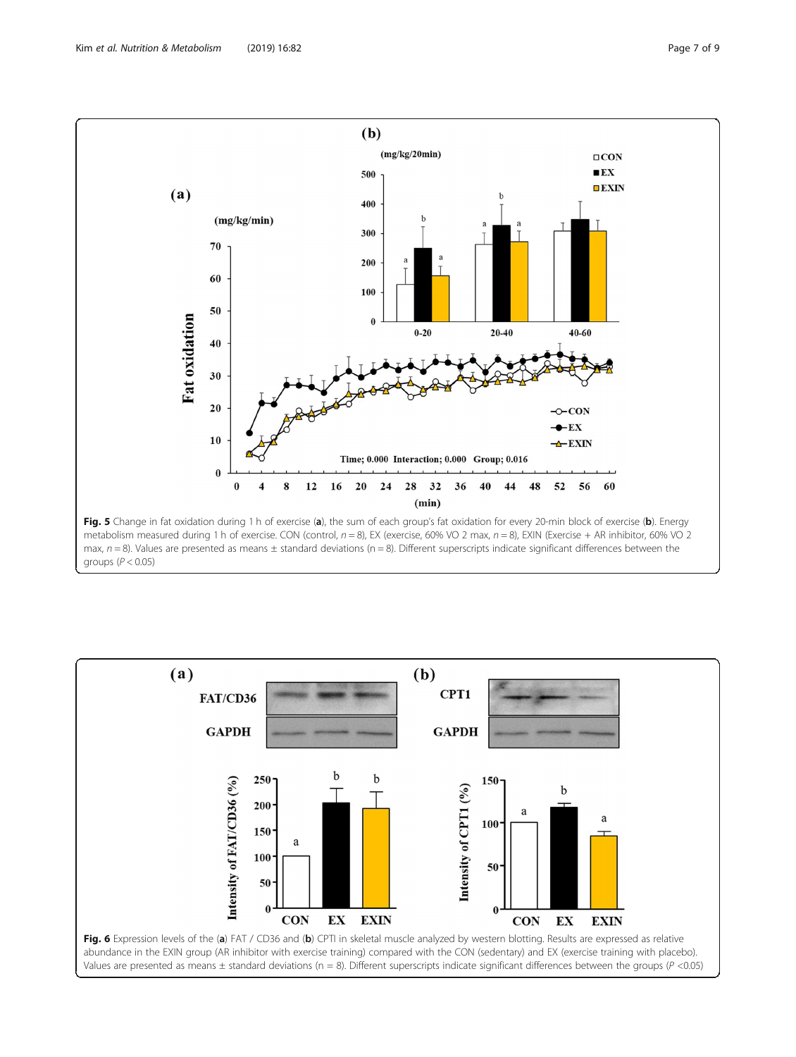Fig. 5 Change in fat oxidation during 1 h of exercise (**a**), the sum of each group's fat oxidation for every 20-min block of exercise (**b**). Energy metabolism measured during 1 h of exercise. CON (control, $n = 8$), EX (exercise, 60% VO 2 max, $n = 8$), EXIN (Exercise + AR inhibitor, 60% VO 2 max, $n = 8$). Values are presented as means ± standard deviations ($n = 8$). Different superscripts indicate significant differences between the groups ($P < 0.05$)

Fig. 6 Expression levels of the (**a**) FAT / CD36 and (**b**) CPTI in skeletal muscle analyzed by western blotting. Results are expressed as relative abundance in the EXIN group (AR inhibitor with exercise training) compared with the CON (sedentary) and EX (exercise training with placebo). Values are presented as means ± standard deviations ($n = 8$). Different superscripts indicate significant differences between the groups ($P < 0.05$)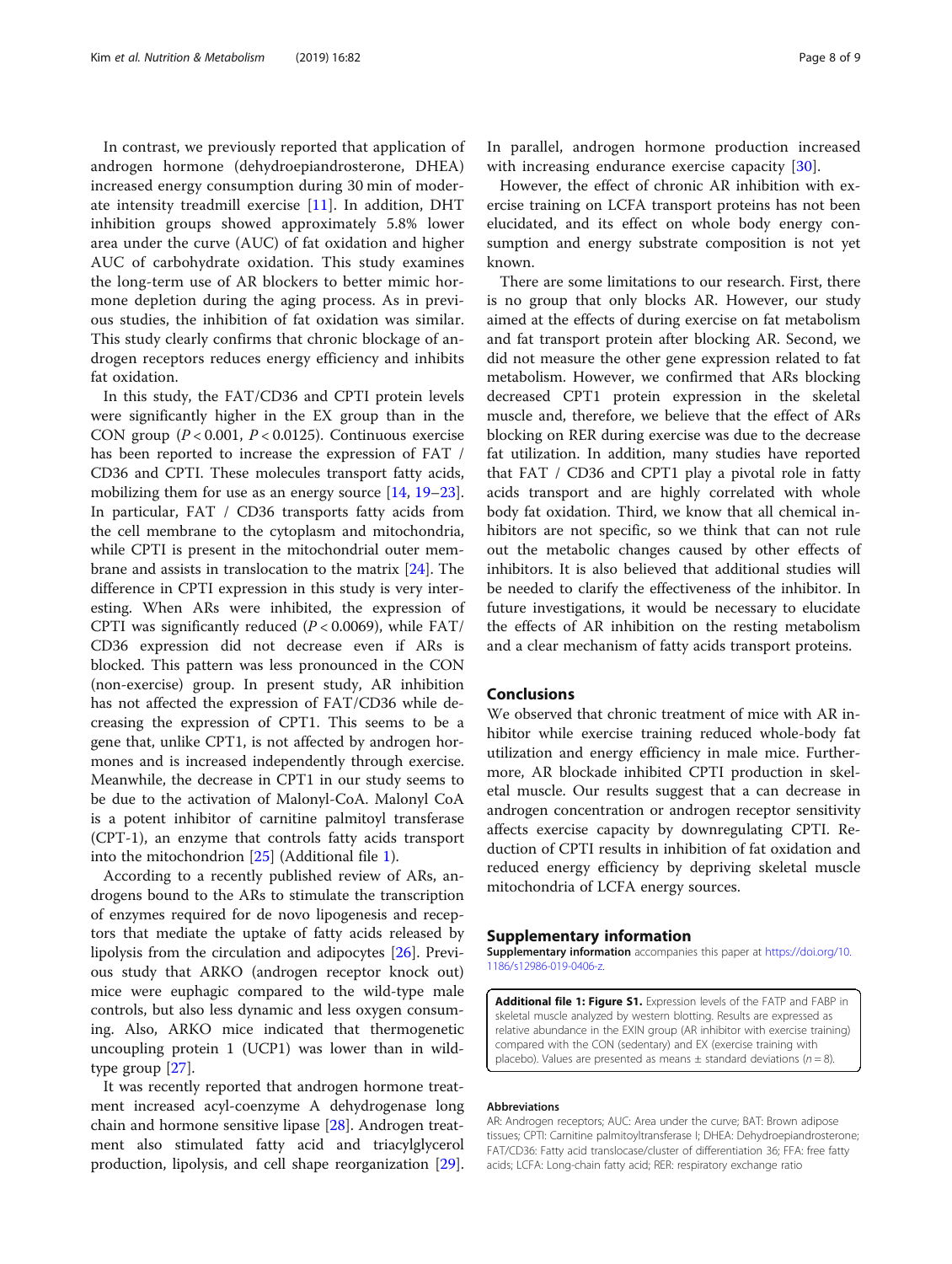In contrast, we previously reported that application of androgen hormone (dehydroepiandrosterone, DHEA) increased energy consumption during 30 min of moderate intensity treadmill exercise [11]. In addition, DHT inhibition groups showed approximately 5.8% lower area under the curve (AUC) of fat oxidation and higher AUC of carbohydrate oxidation. This study examines the long-term use of AR blockers to better mimic hormone depletion during the aging process. As in previous studies, the inhibition of fat oxidation was similar. This study clearly confirms that chronic blockage of androgen receptors reduces energy efficiency and inhibits fat oxidation.

In this study, the FAT/CD36 and CPTI protein levels were significantly higher in the EX group than in the CON group ($P < 0.001$, $P < 0.0125$). Continuous exercise has been reported to increase the expression of FAT / CD36 and CPTI. These molecules transport fatty acids, mobilizing them for use as an energy source [14, 19–23]. In particular, FAT / CD36 transports fatty acids from the cell membrane to the cytoplasm and mitochondria, while CPTI is present in the mitochondrial outer membrane and assists in translocation to the matrix [24]. The difference in CPTI expression in this study is very interesting. When ARs were inhibited, the expression of CPTI was significantly reduced ($P < 0.0069$), while FAT/CD36 expression did not decrease even if ARs is blocked. This pattern was less pronounced in the CON (non-exercise) group. In present study, AR inhibition has not affected the expression of FAT/CD36 while decreasing the expression of CPT1. This seems to be a gene that, unlike CPT1, is not affected by androgen hormones and is increased independently through exercise. Meanwhile, the decrease in CPT1 in our study seems to be due to the activation of Malonyl-CoA. Malonyl CoA is a potent inhibitor of carnitine palmitoyl transferase (CPT-1), an enzyme that controls fatty acids transport into the mitochondrion [25] (Additional file 1).

According to a recently published review of ARs, androgens bound to the ARs to stimulate the transcription of enzymes required for de novo lipogenesis and receptors that mediate the uptake of fatty acids released by lipolysis from the circulation and adipocytes [26]. Previous study that ARKO (androgen receptor knock out) mice were euphagic compared to the wild-type male controls, but also less dynamic and less oxygen consuming. Also, ARKO mice indicated that thermogenetic uncoupling protein 1 (UCP1) was lower than in wild-type group [27].

It was recently reported that androgen hormone treatment increased acyl-coenzyme A dehydrogenase long chain and hormone sensitive lipase [28]. Androgen treatment also stimulated fatty acid and triacylglycerol production, lipolysis, and cell shape reorganization [29]. In parallel, androgen hormone production increased with increasing endurance exercise capacity [30].

However, the effect of chronic AR inhibition with exercise training on LCFA transport proteins has not been elucidated, and its effect on whole body energy consumption and energy substrate composition is not yet known.

There are some limitations to our research. First, there is no group that only blocks AR. However, our study aimed at the effects of during exercise on fat metabolism and fat transport protein after blocking AR. Second, we did not measure the other gene expression related to fat metabolism. However, we confirmed that ARs blocking decreased CPT1 protein expression in the skeletal muscle and, therefore, we believe that the effect of ARs blocking on RER during exercise was due to the decrease fat utilization. In addition, many studies have reported that FAT / CD36 and CPT1 play a pivotal role in fatty acids transport and are highly correlated with whole body fat oxidation. Third, we know that all chemical inhibitors are not specific, so we think that can not rule out the metabolic changes caused by other effects of inhibitors. It is also believed that additional studies will be needed to clarify the effectiveness of the inhibitor. In future investigations, it would be necessary to elucidate the effects of AR inhibition on the resting metabolism and a clear mechanism of fatty acids transport proteins.

## Conclusions

We observed that chronic treatment of mice with AR inhibitor while exercise training reduced whole-body fat utilization and energy efficiency in male mice. Furthermore, AR blockade inhibited CPTI production in skeletal muscle. Our results suggest that a can decrease in androgen concentration or androgen receptor sensitivity affects exercise capacity by downregulating CPTI. Reduction of CPTI results in inhibition of fat oxidation and reduced energy efficiency by depriving skeletal muscle mitochondria of LCFA energy sources.

## Supplementary information

**Supplementary information** accompanies this paper at https://doi.org/10.1186/s12986-019-0406-z.

**Additional file 1: Figure S1.** Expression levels of the FATP and FABP in skeletal muscle analyzed by western blotting. Results are expressed as relative abundance in the EXIN group (AR inhibitor with exercise training) compared with the CON (sedentary) and EX (exercise training with placebo). Values are presented as means ± standard deviations ($n = 8$).

#### Abbreviations

AR: Androgen receptors; AUC: Area under the curve; BAT: Brown adipose tissues; CPTI: Carnitine palmitoyltransferase I; DHEA: Dehydroepiandrosterone; FAT/CD36: Fatty acid translocase/cluster of differentiation 36; FFA: free fatty acids; LCFA: Long-chain fatty acid; RER: respiratory exchange ratio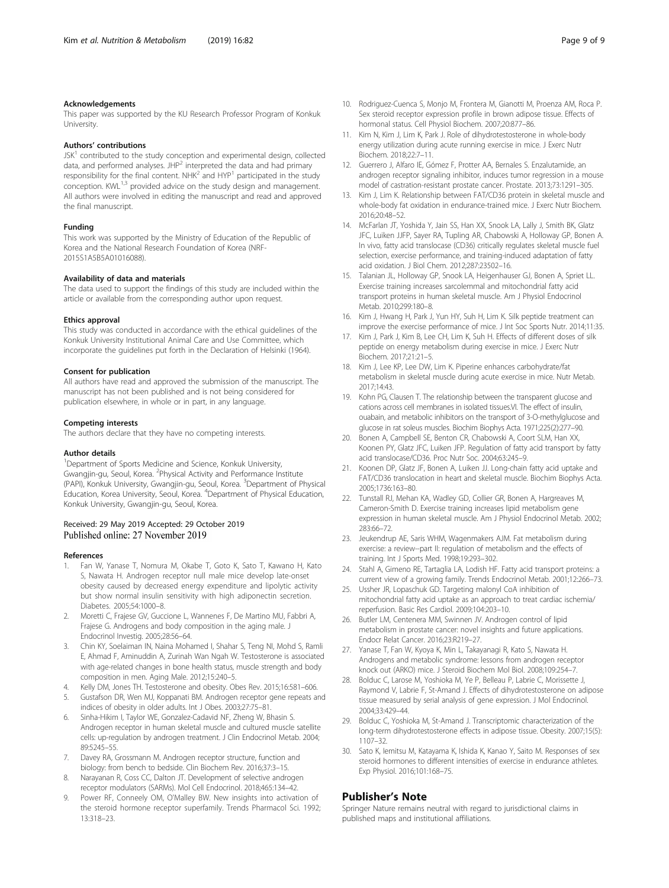### Acknowledgements

This paper was supported by the KU Research Professor Program of Konkuk University.

### Authors' contributions

JSK[1] contributed to the study conception and experimental design, collected data, and performed analyses. JHP[2] interpreted the data and had primary responsibility for the final content. NHK[2] and HYP[1] participated in the study conception. KWL[1,3] provided advice on the study design and management. All authors were involved in editing the manuscript and read and approved the final manuscript.

### Funding

This work was supported by the Ministry of Education of the Republic of Korea and the National Research Foundation of Korea (NRF-2015S1A5B5A01016088).

### Availability of data and materials

The data used to support the findings of this study are included within the article or available from the corresponding author upon request.

### Ethics approval

This study was conducted in accordance with the ethical guidelines of the Konkuk University Institutional Animal Care and Use Committee, which incorporate the guidelines put forth in the Declaration of Helsinki (1964).

### Consent for publication

All authors have read and approved the submission of the manuscript. The manuscript has not been published and is not being considered for publication elsewhere, in whole or in part, in any language.

### Competing interests

The authors declare that they have no competing interests.

### Author details

[1]Department of Sports Medicine and Science, Konkuk University, Gwangjin-gu, Seoul, Korea. [2]Physical Activity and Performance Institute (PAPI), Konkuk University, Gwangjin-gu, Seoul, Korea. [3]Department of Physical Education, Korea University, Seoul, Korea. [4]Department of Physical Education, Konkuk University, Gwangjin-gu, Seoul, Korea.

Received: 29 May 2019 Accepted: 29 October 2019
Published online: 27 November 2019

### References

1. Fan W, Yanase T, Nomura M, Okabe T, Goto K, Sato T, Kawano H, Kato S, Nawata H. Androgen receptor null male mice develop late-onset obesity caused by decreased energy expenditure and lipolytic activity but show normal insulin sensitivity with high adiponectin secretion. Diabetes. 2005;54:1000–8.
2. Moretti C, Frajese GV, Guccione L, Wannenes F, De Martino MU, Fabbri A, Frajese G. Androgens and body composition in the aging male. J Endocrinol Investig. 2005;28:56–64.
3. Chin KY, Soelaiman IN, Naina Mohamed I, Shahar S, Teng NI, Mohd S, Ramli E, Ahmad F, Aminuddin A, Zurinah Wan Ngah W. Testosterone is associated with age-related changes in bone health status, muscle strength and body composition in men. Aging Male. 2012;15:240–5.
4. Kelly DM, Jones TH. Testosterone and obesity. Obes Rev. 2015;16:581–606.
5. Gustafson DR, Wen MJ, Koppanati BM. Androgen receptor gene repeats and indices of obesity in older adults. Int J Obes. 2003;27:75–81.
6. Sinha-Hikim I, Taylor WE, Gonzalez-Cadavid NF, Zheng W, Bhasin S. Androgen receptor in human skeletal muscle and cultured muscle satellite cells: up-regulation by androgen treatment. J Clin Endocrinol Metab. 2004; 89:5245–55.
7. Davey RA, Grossmann M. Androgen receptor structure, function and biology: from bench to bedside. Clin Biochem Rev. 2016;37:3–15.
8. Narayanan R, Coss CC, Dalton JT. Development of selective androgen receptor modulators (SARMs). Mol Cell Endocrinol. 2018;465:134–42.
9. Power RF, Conneely OM, O'Malley BW. New insights into activation of the steroid hormone receptor superfamily. Trends Pharmacol Sci. 1992; 13:318–23.
10. Rodriguez-Cuenca S, Monjo M, Frontera M, Gianotti M, Proenza AM, Roca P. Sex steroid receptor expression profile in brown adipose tissue. Effects of hormonal status. Cell Physiol Biochem. 2007;20:877–86.
11. Kim N, Kim J, Lim K, Park J. Role of dihydrotestosterone in whole-body energy utilization during acute running exercise in mice. J Exerc Nutr Biochem. 2018;22:7–11.
12. Guerrero J, Alfaro IE, Gómez F, Protter AA, Bernales S. Enzalutamide, an androgen receptor signaling inhibitor, induces tumor regression in a mouse model of castration-resistant prostate cancer. Prostate. 2013;73:1291–305.
13. Kim J, Lim K. Relationship between FAT/CD36 protein in skeletal muscle and whole-body fat oxidation in endurance-trained mice. J Exerc Nutr Biochem. 2016;20:48–52.
14. McFarlan JT, Yoshida Y, Jain SS, Han XX, Snook LA, Lally J, Smith BK, Glatz JFC, Luiken JJFP, Sayer RA, Tupling AR, Chabowski A, Holloway GP, Bonen A. In vivo, fatty acid translocase (CD36) critically regulates skeletal muscle fuel selection, exercise performance, and training-induced adaptation of fatty acid oxidation. J Biol Chem. 2012;287:23502–16.
15. Talanian JL, Holloway GP, Snook LA, Heigenhauser GJ, Bonen A, Spriet LL. Exercise training increases sarcolemmal and mitochondrial fatty acid transport proteins in human skeletal muscle. Am J Physiol Endocrinol Metab. 2010;299:180–8.
16. Kim J, Hwang H, Park J, Yun HY, Suh H, Lim K. Silk peptide treatment can improve the exercise performance of mice. J Int Soc Sports Nutr. 2014;11:35.
17. Kim J, Park J, Kim B, Lee CH, Lim K, Suh H. Effects of different doses of silk peptide on energy metabolism during exercise in mice. J Exerc Nutr Biochem. 2017;21:21–5.
18. Kim J, Lee KP, Lee DW, Lim K. Piperine enhances carbohydrate/fat metabolism in skeletal muscle during acute exercise in mice. Nutr Metab. 2017;14:43.
19. Kohn PG, Clausen T. The relationship between the transparent glucose and cations across cell membranes in isolated tissues.VI. The effect of insulin, ouabain, and metabolic inhibitors on the transport of 3-O-methylglucose and glucose in rat soleus muscles. Biochim Biophys Acta. 1971;225(2):277–90.
20. Bonen A, Campbell SE, Benton CR, Chabowski A, Coort SLM, Han XX, Koonen PY, Glatz JFC, Luiken JFP. Regulation of fatty acid transport by fatty acid translocase/CD36. Proc Nutr Soc. 2004;63:245–9.
21. Koonen DP, Glatz JF, Bonen A, Luiken JJ. Long-chain fatty acid uptake and FAT/CD36 translocation in heart and skeletal muscle. Biochim Biophys Acta. 2005;1736:163–80.
22. Tunstall RJ, Mehan KA, Wadley GD, Collier GR, Bonen A, Hargreaves M, Cameron-Smith D. Exercise training increases lipid metabolism gene expression in human skeletal muscle. Am J Physiol Endocrinol Metab. 2002; 283:66–72.
23. Jeukendrup AE, Saris WHM, Wagenmakers AJM. Fat metabolism during exercise: a review--part II: regulation of metabolism and the effects of training. Int J Sports Med. 1998;19:293–302.
24. Stahl A, Gimeno RE, Tartaglia LA, Lodish HF. Fatty acid transport proteins: a current view of a growing family. Trends Endocrinol Metab. 2001;12:266–73.
25. Ussher JR, Lopaschuk GD. Targeting malonyl CoA inhibition of mitochondrial fatty acid uptake as an approach to treat cardiac ischemia/ reperfusion. Basic Res Cardiol. 2009;104:203–10.
26. Butler LM, Centenera MM, Swinnen JV. Androgen control of lipid metabolism in prostate cancer: novel insights and future applications. Endocr Relat Cancer. 2016;23:R219–27.
27. Yanase T, Fan W, Kyoya K, Min L, Takayanagi R, Kato S, Nawata H. Androgens and metabolic syndrome: lessons from androgen receptor knock out (ARKO) mice. J Steroid Biochem Mol Biol. 2008;109:254–7.
28. Bolduc C, Larose M, Yoshioka M, Ye P, Belleau P, Labrie C, Morissette J, Raymond V, Labrie F, St-Amand J. Effects of dihydrotestosterone on adipose tissue measured by serial analysis of gene expression. J Mol Endocrinol. 2004;33:429–44.
29. Bolduc C, Yoshioka M, St-Amand J. Transcriptomic characterization of the long-term dihydrotestosterone effects in adipose tissue. Obesity. 2007;15(5): 1107–32.
30. Sato K, Iemitsu M, Katayama K, Ishida K, Kanao Y, Saito M. Responses of sex steroid hormones to different intensities of exercise in endurance athletes. Exp Physiol. 2016;101:168–75.

## Publisher's Note

Springer Nature remains neutral with regard to jurisdictional claims in published maps and institutional affiliations.